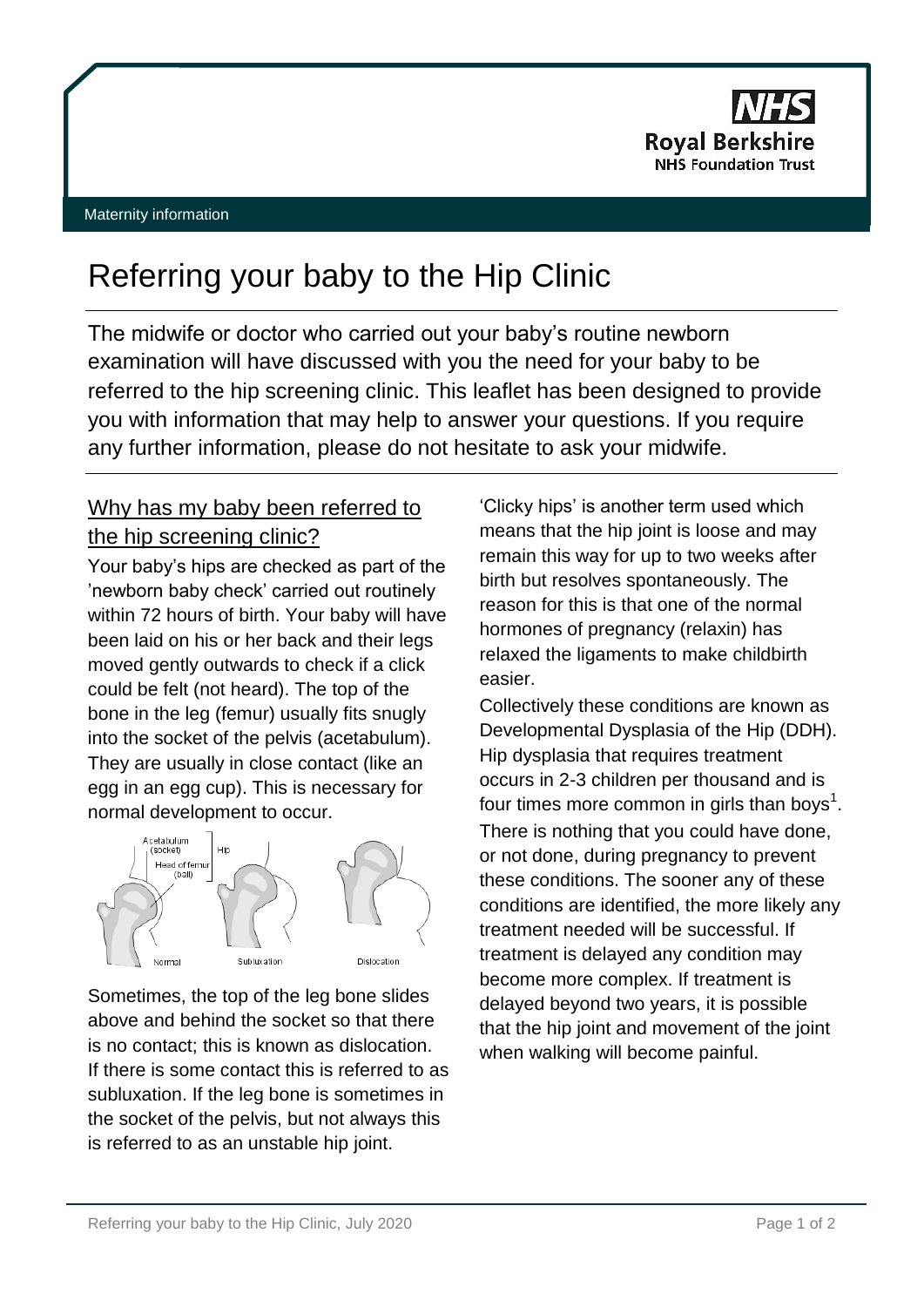NHS
Royal Berkshire
NHS Foundation Trust

Maternity information

# Referring your baby to the Hip Clinic

The midwife or doctor who carried out your baby's routine newborn examination will have discussed with you the need for your baby to be referred to the hip screening clinic. This leaflet has been designed to provide you with information that may help to answer your questions. If you require any further information, please do not hesitate to ask your midwife.

## Why has my baby been referred to the hip screening clinic?

Your baby's hips are checked as part of the 'newborn baby check' carried out routinely within 72 hours of birth. Your baby will have been laid on his or her back and their legs moved gently outwards to check if a click could be felt (not heard). The top of the bone in the leg (femur) usually fits snugly into the socket of the pelvis (acetabulum). They are usually in close contact (like an egg in an egg cup). This is necessary for normal development to occur.

Acetabulum (socket) | Head of femur (ball) | Hip | Normal | Subluxation | Dislocation

Sometimes, the top of the leg bone slides above and behind the socket so that there is no contact; this is known as dislocation. If there is some contact this is referred to as subluxation. If the leg bone is sometimes in the socket of the pelvis, but not always this is referred to as an unstable hip joint.

'Clicky hips' is another term used which means that the hip joint is loose and may remain this way for up to two weeks after birth but resolves spontaneously. The reason for this is that one of the normal hormones of pregnancy (relaxin) has relaxed the ligaments to make childbirth easier.

Collectively these conditions are known as Developmental Dysplasia of the Hip (DDH). Hip dysplasia that requires treatment occurs in 2-3 children per thousand and is four times more common in girls than boys[1].

There is nothing that you could have done, or not done, during pregnancy to prevent these conditions. The sooner any of these conditions are identified, the more likely any treatment needed will be successful. If treatment is delayed any condition may become more complex. If treatment is delayed beyond two years, it is possible that the hip joint and movement of the joint when walking will become painful.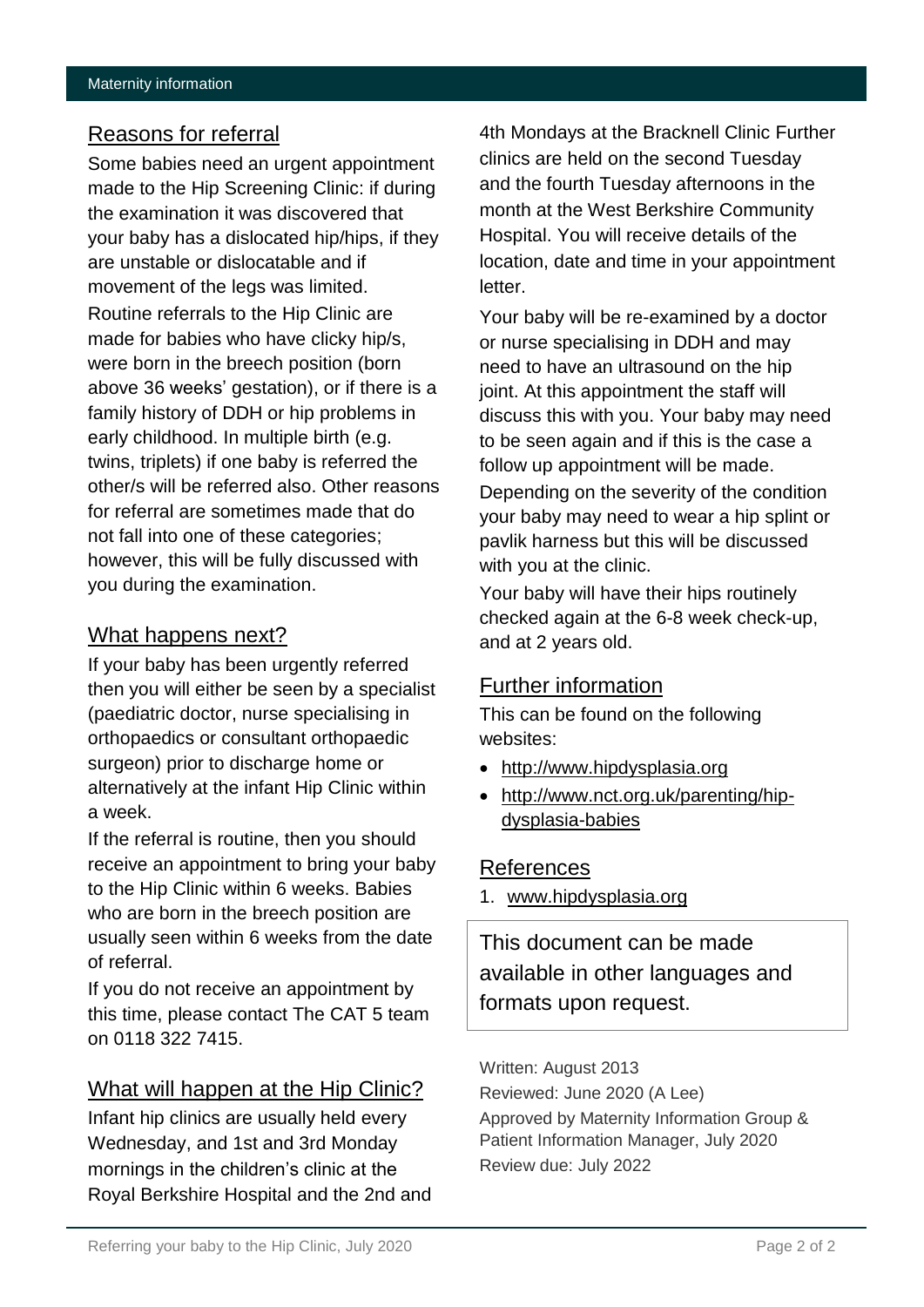## Reasons for referral

Some babies need an urgent appointment made to the Hip Screening Clinic: if during the examination it was discovered that your baby has a dislocated hip/hips, if they are unstable or dislocatable and if movement of the legs was limited.

Routine referrals to the Hip Clinic are made for babies who have clicky hip/s, were born in the breech position (born above 36 weeks' gestation), or if there is a family history of DDH or hip problems in early childhood. In multiple birth (e.g. twins, triplets) if one baby is referred the other/s will be referred also. Other reasons for referral are sometimes made that do not fall into one of these categories; however, this will be fully discussed with you during the examination.

## What happens next?

If your baby has been urgently referred then you will either be seen by a specialist (paediatric doctor, nurse specialising in orthopaedics or consultant orthopaedic surgeon) prior to discharge home or alternatively at the infant Hip Clinic within a week.

If the referral is routine, then you should receive an appointment to bring your baby to the Hip Clinic within 6 weeks. Babies who are born in the breech position are usually seen within 6 weeks from the date of referral.

If you do not receive an appointment by this time, please contact The CAT 5 team on 0118 322 7415.

## What will happen at the Hip Clinic?

Infant hip clinics are usually held every Wednesday, and 1st and 3rd Monday mornings in the children's clinic at the Royal Berkshire Hospital and the 2nd and 4th Mondays at the Bracknell Clinic Further clinics are held on the second Tuesday and the fourth Tuesday afternoons in the month at the West Berkshire Community Hospital. You will receive details of the location, date and time in your appointment letter.

Your baby will be re-examined by a doctor or nurse specialising in DDH and may need to have an ultrasound on the hip joint. At this appointment the staff will discuss this with you. Your baby may need to be seen again and if this is the case a follow up appointment will be made.

Depending on the severity of the condition your baby may need to wear a hip splint or pavlik harness but this will be discussed with you at the clinic.

Your baby will have their hips routinely checked again at the 6-8 week check-up, and at 2 years old.

## Further information

This can be found on the following websites:

- http://www.hipdysplasia.org
- http://www.nct.org.uk/parenting/hip-dysplasia-babies

## References

1. www.hipdysplasia.org

This document can be made available in other languages and formats upon request.

Written: August 2013
Reviewed: June 2020 (A Lee)
Approved by Maternity Information Group & Patient Information Manager, July 2020
Review due: July 2022